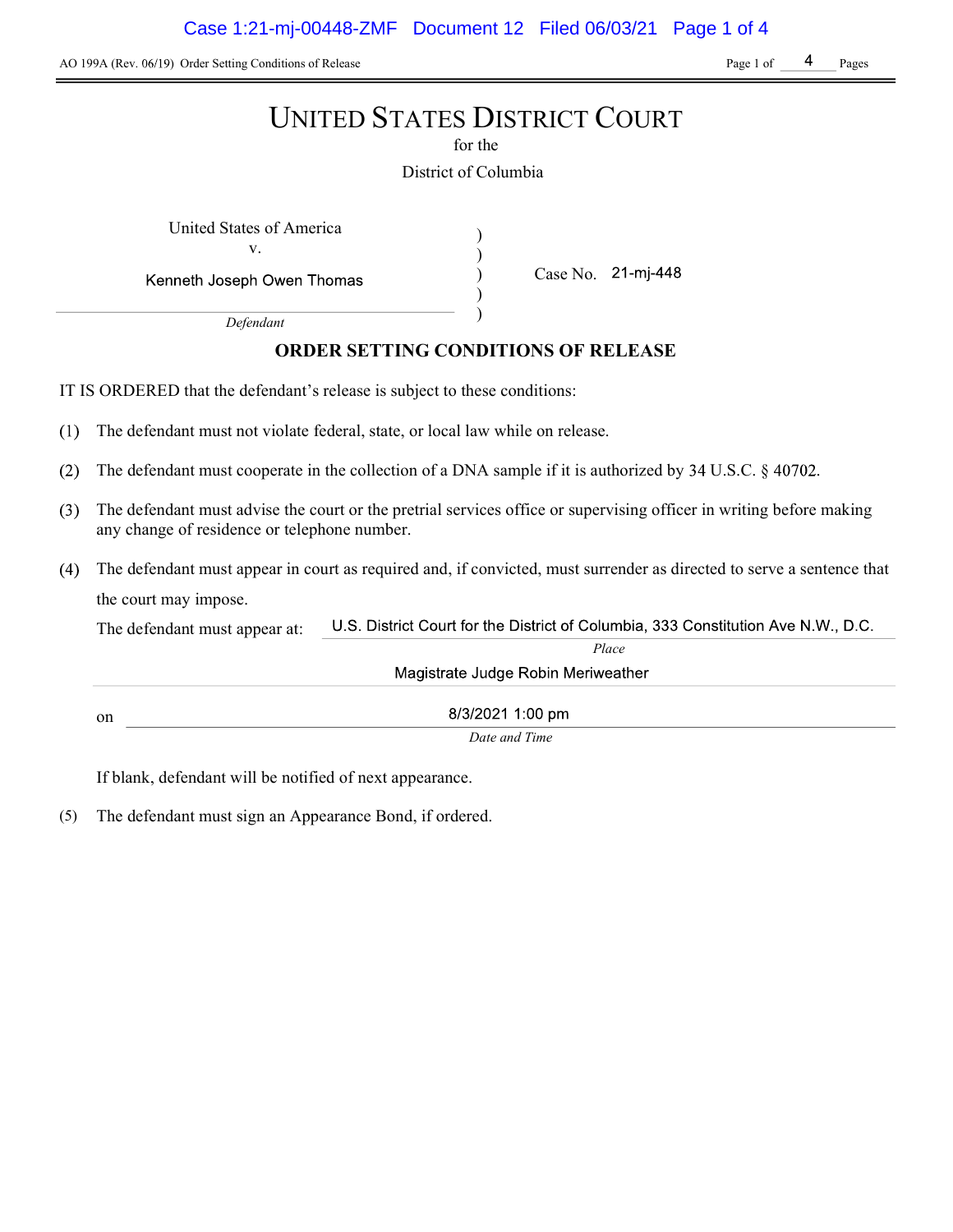AO 199A (Rev. 06/19) Order Setting Conditions of Release

# UNITED STATES DISTRICT COURT

for the

District of Columbia

United States of America
v.
Kenneth Joseph Owen Thomas
*Defendant*

Case No. 21-mj-448

## ORDER SETTING CONDITIONS OF RELEASE

IT IS ORDERED that the defendant's release is subject to these conditions:

(1) The defendant must not violate federal, state, or local law while on release.

(2) The defendant must cooperate in the collection of a DNA sample if it is authorized by 34 U.S.C. § 40702.

(3) The defendant must advise the court or the pretrial services office or supervising officer in writing before making any change of residence or telephone number.

(4) The defendant must appear in court as required and, if convicted, must surrender as directed to serve a sentence that the court may impose.

The defendant must appear at: U.S. District Court for the District of Columbia, 333 Constitution Ave N.W., D.C.
*Place*
Magistrate Judge Robin Meriweather

on 8/3/2021 1:00 pm
*Date and Time*

If blank, defendant will be notified of next appearance.

(5) The defendant must sign an Appearance Bond, if ordered.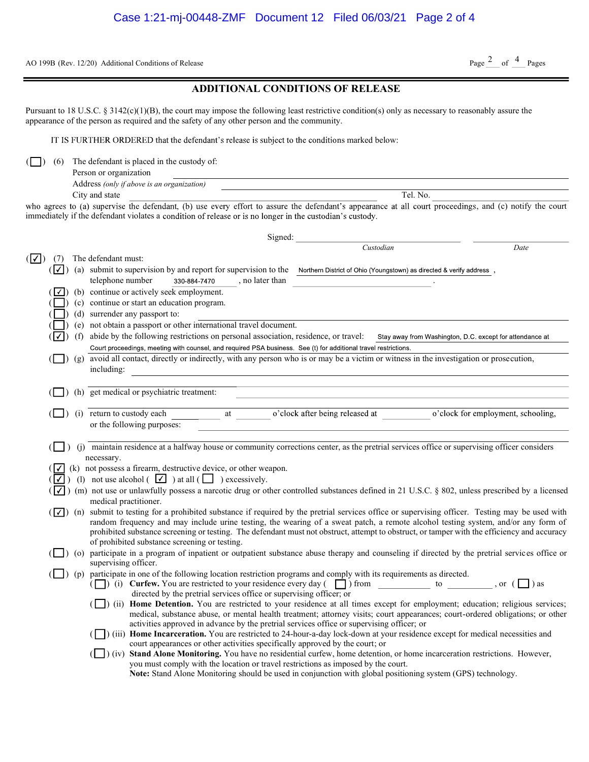AO 199B (Rev. 12/20) Additional Conditions of Release

# ADDITIONAL CONDITIONS OF RELEASE

Pursuant to 18 U.S.C. § 3142(c)(1)(B), the court may impose the following least restrictive condition(s) only as necessary to reasonably assure the appearance of the person as required and the safety of any other person and the community.

IT IS FURTHER ORDERED that the defendant's release is subject to the conditions marked below:

( ☐ ) (6) The defendant is placed in the custody of:

Person or organization ______________________

Address *(only if above is an organization)* ______________________

City and state ______________________ Tel. No. ______________________

who agrees to (a) supervise the defendant, (b) use every effort to assure the defendant's appearance at all court proceedings, and (c) notify the court immediately if the defendant violates a condition of release or is no longer in the custodian's custody.

Signed: ______________________ *Custodian* ______________________ *Date*

( ☑ ) (7) The defendant must:

- ( ☑ ) (a) submit to supervision by and report for supervision to the Northern District of Ohio (Youngstown) as directed & verify address, telephone number 330-884-7470, no later than ______________________.
- ( ☑ ) (b) continue or actively seek employment.
- ( ☐ ) (c) continue or start an education program.
- ( ☐ ) (d) surrender any passport to: ______________________
- ( ☐ ) (e) not obtain a passport or other international travel document.
- ( ☑ ) (f) abide by the following restrictions on personal association, residence, or travel: Stay away from Washington, D.C. except for attendance at Court proceedings, meeting with counsel, and required PSA business. See (t) for additional travel restrictions.
- ( ☐ ) (g) avoid all contact, directly or indirectly, with any person who is or may be a victim or witness in the investigation or prosecution, including: ______________________
- ( ☐ ) (h) get medical or psychiatric treatment: ______________________
- ( ☐ ) (i) return to custody each ______ at ______ o'clock after being released at ______ o'clock for employment, schooling, or the following purposes: ______________________
- ( ☐ ) (j) maintain residence at a halfway house or community corrections center, as the pretrial services office or supervising officer considers necessary.
- ( ☑ ) (k) not possess a firearm, destructive device, or other weapon.
- ( ☑ ) (l) not use alcohol ( ☑ ) at all ( ☐ ) excessively.
- ( ☑ ) (m) not use or unlawfully possess a narcotic drug or other controlled substances defined in 21 U.S.C. § 802, unless prescribed by a licensed medical practitioner.
- ( ☑ ) (n) submit to testing for a prohibited substance if required by the pretrial services office or supervising officer. Testing may be used with random frequency and may include urine testing, the wearing of a sweat patch, a remote alcohol testing system, and/or any form of prohibited substance screening or testing. The defendant must not obstruct, attempt to obstruct, or tamper with the efficiency and accuracy of prohibited substance screening or testing.
- ( ☐ ) (o) participate in a program of inpatient or outpatient substance abuse therapy and counseling if directed by the pretrial services office or supervising officer.
- ( ☐ ) (p) participate in one of the following location restriction programs and comply with its requirements as directed.
  - ( ☐ ) (i) **Curfew.** You are restricted to your residence every day ( ☐ ) from ______ to ______, or ( ☐ ) as directed by the pretrial services office or supervising officer; or
  - ( ☐ ) (ii) **Home Detention.** You are restricted to your residence at all times except for employment; education; religious services; medical, substance abuse, or mental health treatment; attorney visits; court appearances; court-ordered obligations; or other activities approved in advance by the pretrial services office or supervising officer; or
  - ( ☐ ) (iii) **Home Incarceration.** You are restricted to 24-hour-a-day lock-down at your residence except for medical necessities and court appearances or other activities specifically approved by the court; or
  - ( ☐ ) (iv) **Stand Alone Monitoring.** You have no residential curfew, home detention, or home incarceration restrictions. However, you must comply with the location or travel restrictions as imposed by the court.
    **Note:** Stand Alone Monitoring should be used in conjunction with global positioning system (GPS) technology.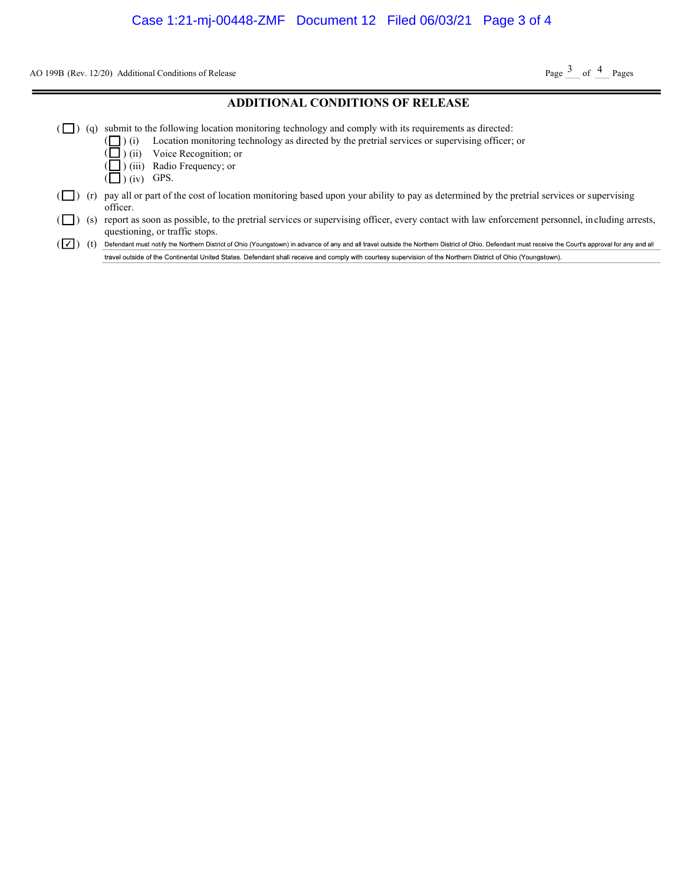AO 199B (Rev. 12/20) Additional Conditions of Release

## ADDITIONAL CONDITIONS OF RELEASE

( ☐ ) (q) submit to the following location monitoring technology and comply with its requirements as directed:
- ( ☐ ) (i) Location monitoring technology as directed by the pretrial services or supervising officer; or
- ( ☐ ) (ii) Voice Recognition; or
- ( ☐ ) (iii) Radio Frequency; or
- ( ☐ ) (iv) GPS.

( ☐ ) (r) pay all or part of the cost of location monitoring based upon your ability to pay as determined by the pretrial services or supervising officer.

( ☐ ) (s) report as soon as possible, to the pretrial services or supervising officer, every contact with law enforcement personnel, including arrests, questioning, or traffic stops.

( ☑ ) (t) Defendant must notify the Northern District of Ohio (Youngstown) in advance of any and all travel outside the Northern District of Ohio. Defendant must receive the Court's approval for any and all travel outside of the Continental United States. Defendant shall receive and comply with courtesy supervision of the Northern District of Ohio (Youngstown).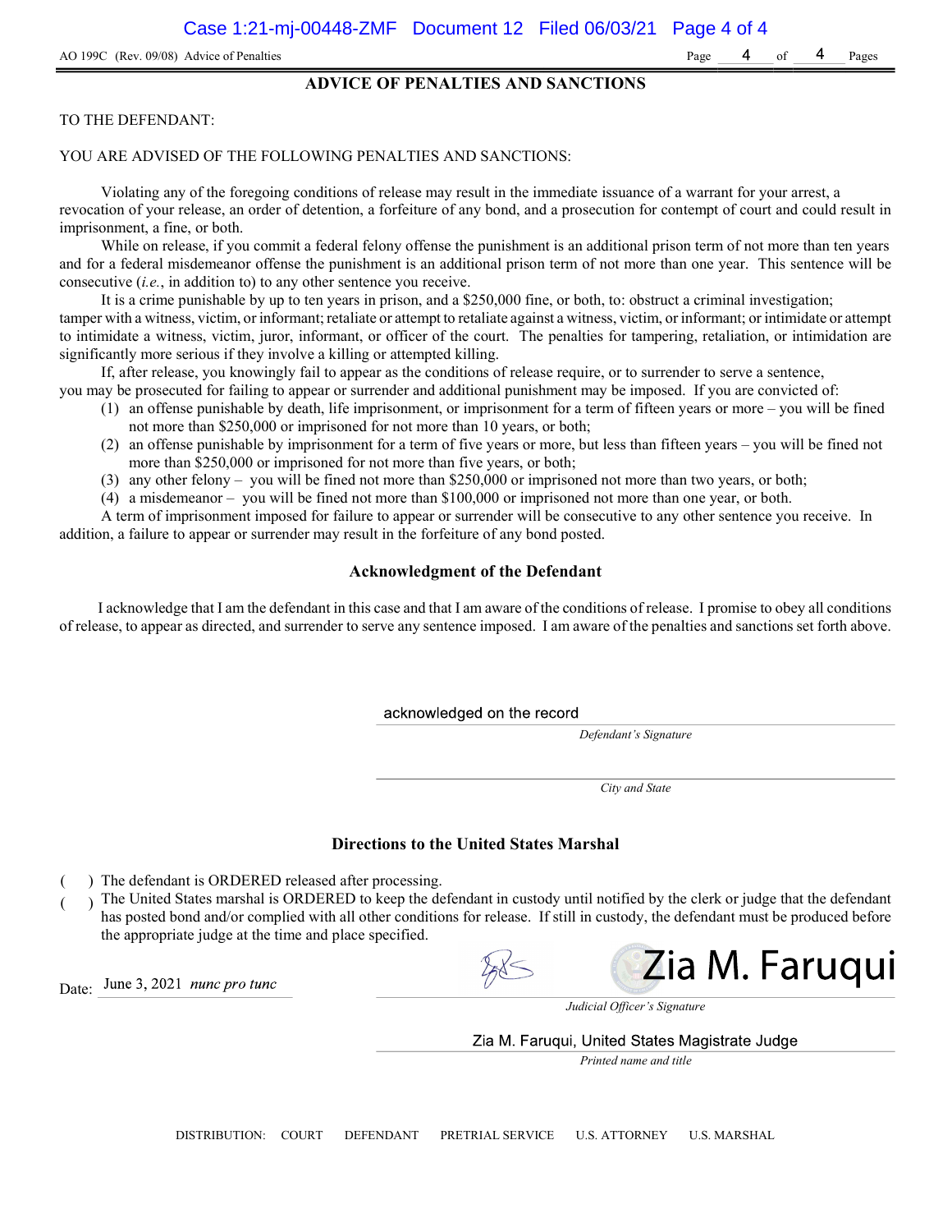AO 199C (Rev. 09/08) Advice of Penalties

## ADVICE OF PENALTIES AND SANCTIONS

TO THE DEFENDANT:

YOU ARE ADVISED OF THE FOLLOWING PENALTIES AND SANCTIONS:

Violating any of the foregoing conditions of release may result in the immediate issuance of a warrant for your arrest, a revocation of your release, an order of detention, a forfeiture of any bond, and a prosecution for contempt of court and could result in imprisonment, a fine, or both.

While on release, if you commit a federal felony offense the punishment is an additional prison term of not more than ten years and for a federal misdemeanor offense the punishment is an additional prison term of not more than one year. This sentence will be consecutive (*i.e.*, in addition to) to any other sentence you receive.

It is a crime punishable by up to ten years in prison, and a $250,000 fine, or both, to: obstruct a criminal investigation; tamper with a witness, victim, or informant; retaliate or attempt to retaliate against a witness, victim, or informant; or intimidate or attempt to intimidate a witness, victim, juror, informant, or officer of the court. The penalties for tampering, retaliation, or intimidation are significantly more serious if they involve a killing or attempted killing.

If, after release, you knowingly fail to appear as the conditions of release require, or to surrender to serve a sentence, you may be prosecuted for failing to appear or surrender and additional punishment may be imposed. If you are convicted of:

(1) an offense punishable by death, life imprisonment, or imprisonment for a term of fifteen years or more – you will be fined not more than $250,000 or imprisoned for not more than 10 years, or both;
(2) an offense punishable by imprisonment for a term of five years or more, but less than fifteen years – you will be fined not more than $250,000 or imprisoned for not more than five years, or both;
(3) any other felony – you will be fined not more than $250,000 or imprisoned not more than two years, or both;
(4) a misdemeanor – you will be fined not more than $100,000 or imprisoned not more than one year, or both.

A term of imprisonment imposed for failure to appear or surrender will be consecutive to any other sentence you receive. In addition, a failure to appear or surrender may result in the forfeiture of any bond posted.

### Acknowledgment of the Defendant

I acknowledge that I am the defendant in this case and that I am aware of the conditions of release. I promise to obey all conditions of release, to appear as directed, and surrender to serve any sentence imposed. I am aware of the penalties and sanctions set forth above.

acknowledged on the record

*Defendant's Signature*

*City and State*

### Directions to the United States Marshal

( ) The defendant is ORDERED released after processing.

( ) The United States marshal is ORDERED to keep the defendant in custody until notified by the clerk or judge that the defendant has posted bond and/or complied with all other conditions for release. If still in custody, the defendant must be produced before the appropriate judge at the time and place specified.

Date: June 3, 2021 *nunc pro tunc*

Zia M. Faruqui

*Judicial Officer's Signature*

Zia M. Faruqui, United States Magistrate Judge

*Printed name and title*

DISTRIBUTION: COURT DEFENDANT PRETRIAL SERVICE U.S. ATTORNEY U.S. MARSHAL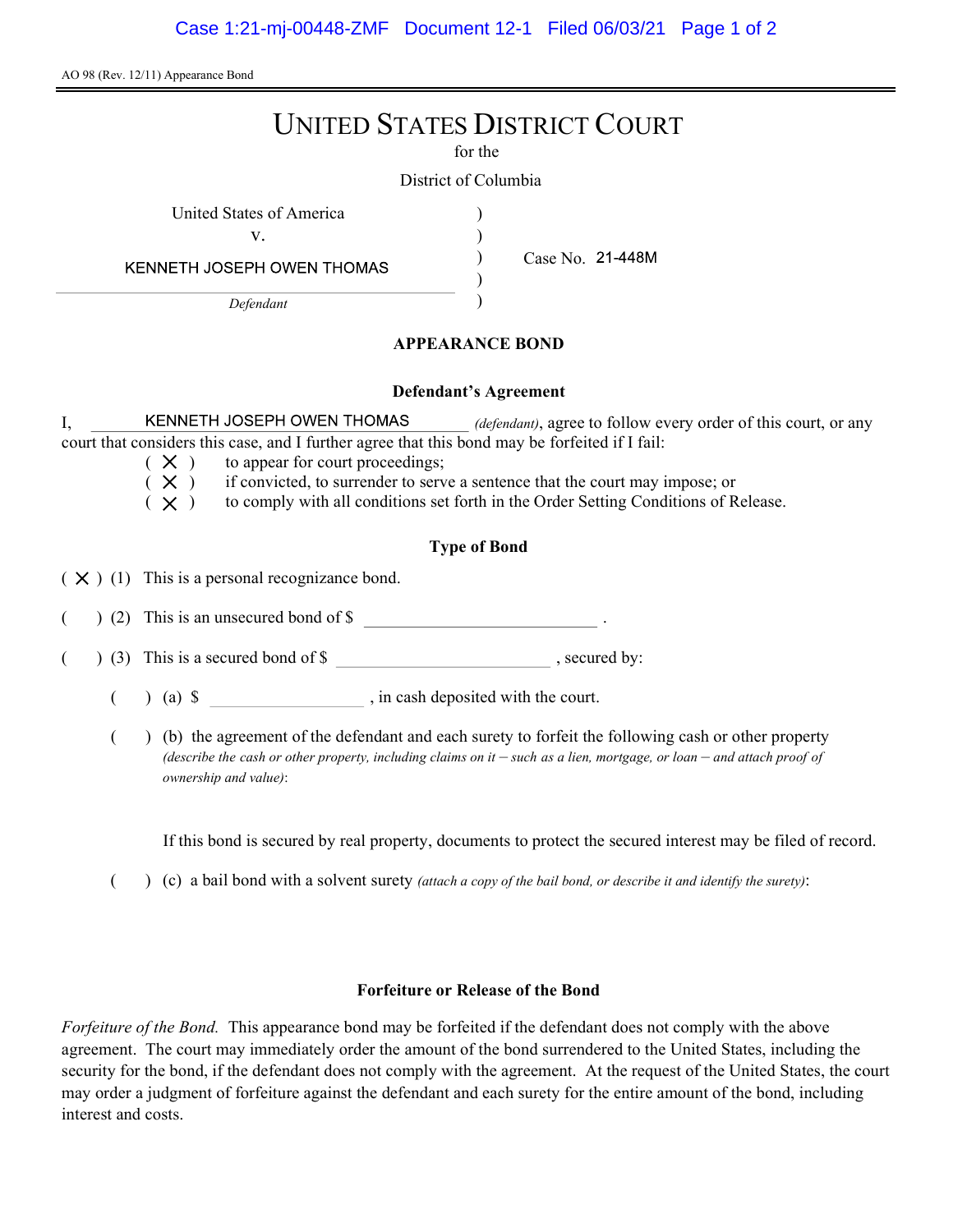AO 98 (Rev. 12/11) Appearance Bond

# UNITED STATES DISTRICT COURT

for the

District of Columbia

United States of America
v.
KENNETH JOSEPH OWEN THOMAS
*Defendant*

Case No. 21-448M

## APPEARANCE BOND

### Defendant's Agreement

I, KENNETH JOSEPH OWEN THOMAS *(defendant)*, agree to follow every order of this court, or any court that considers this case, and I further agree that this bond may be forfeited if I fail:

( X ) to appear for court proceedings;
( X ) if convicted, to surrender to serve a sentence that the court may impose; or
( X ) to comply with all conditions set forth in the Order Setting Conditions of Release.

### Type of Bond

( X ) (1) This is a personal recognizance bond.

( ) (2) This is an unsecured bond of $ ______________ .

( ) (3) This is a secured bond of $ ______________ , secured by:

( ) (a) $ ______________ , in cash deposited with the court.

( ) (b) the agreement of the defendant and each surety to forfeit the following cash or other property *(describe the cash or other property, including claims on it – such as a lien, mortgage, or loan – and attach proof of ownership and value)*:

If this bond is secured by real property, documents to protect the secured interest may be filed of record.

( ) (c) a bail bond with a solvent surety *(attach a copy of the bail bond, or describe it and identify the surety)*:

### Forfeiture or Release of the Bond

*Forfeiture of the Bond.* This appearance bond may be forfeited if the defendant does not comply with the above agreement. The court may immediately order the amount of the bond surrendered to the United States, including the security for the bond, if the defendant does not comply with the agreement. At the request of the United States, the court may order a judgment of forfeiture against the defendant and each surety for the entire amount of the bond, including interest and costs.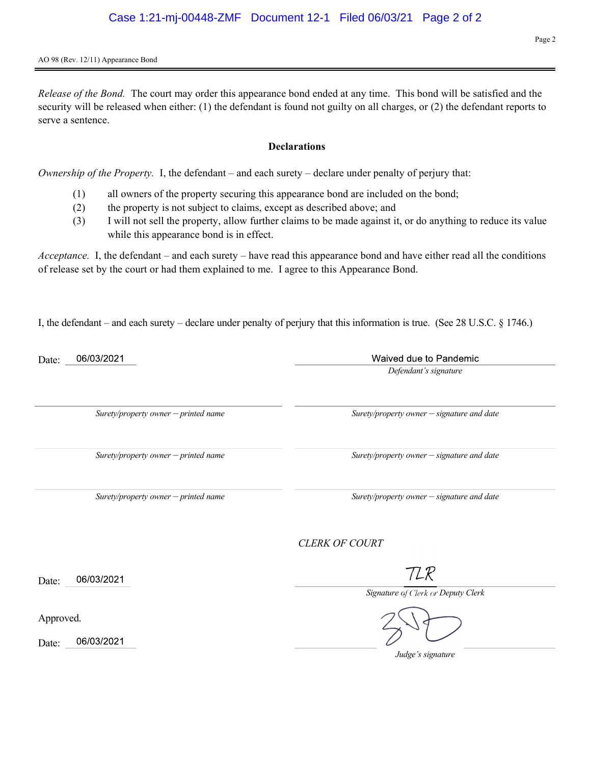AO 98 (Rev. 12/11) Appearance Bond

*Release of the Bond.* The court may order this appearance bond ended at any time. This bond will be satisfied and the security will be released when either: (1) the defendant is found not guilty on all charges, or (2) the defendant reports to serve a sentence.

**Declarations**

*Ownership of the Property.* I, the defendant – and each surety – declare under penalty of perjury that:

(1) all owners of the property securing this appearance bond are included on the bond;
(2) the property is not subject to claims, except as described above; and
(3) I will not sell the property, allow further claims to be made against it, or do anything to reduce its value while this appearance bond is in effect.

*Acceptance.* I, the defendant – and each surety – have read this appearance bond and have either read all the conditions of release set by the court or had them explained to me. I agree to this Appearance Bond.

I, the defendant – and each surety – declare under penalty of perjury that this information is true. (See 28 U.S.C. § 1746.)

Date: 06/03/2021

Waived due to Pandemic
*Defendant's signature*

_______________________ *Surety/property owner – printed name*
_______________________ *Surety/property owner – signature and date*

_______________________ *Surety/property owner – printed name*
_______________________ *Surety/property owner – signature and date*

_______________________ *Surety/property owner – printed name*
_______________________ *Surety/property owner – signature and date*

*CLERK OF COURT*

Date: 06/03/2021

TLR
*Signature of Clerk or Deputy Clerk*

Approved.

Date: 06/03/2021

*Judge's signature*